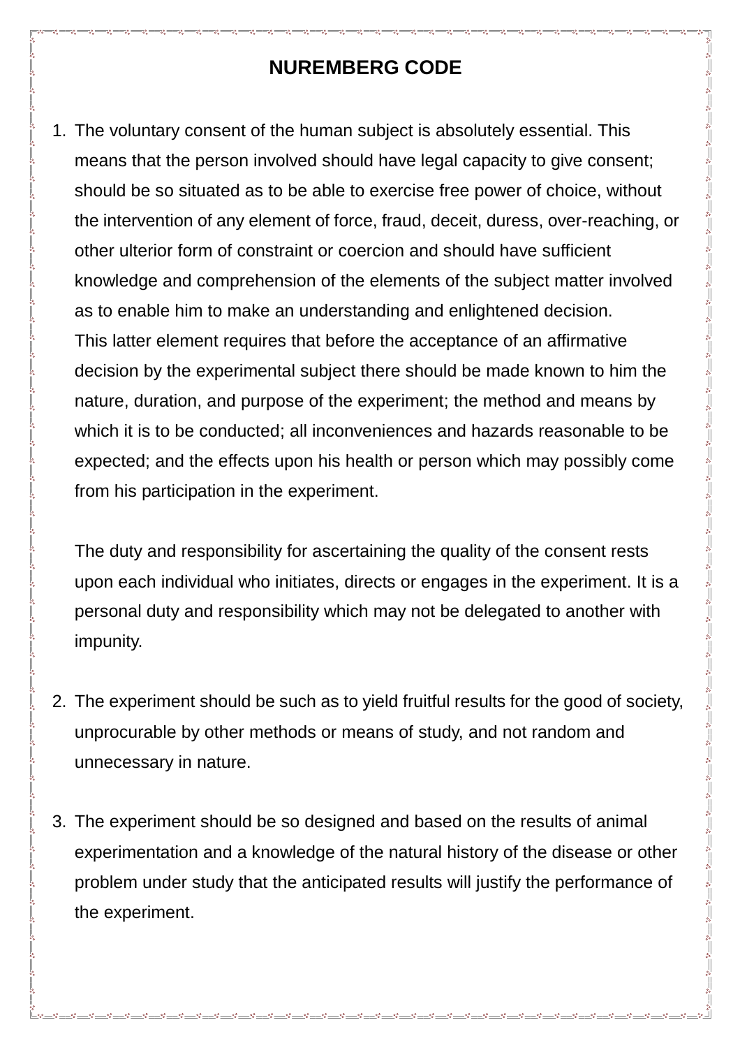# NUREMBERG CODE

1. The voluntary consent of the human subject is absolutely essential. This means that the person involved should have legal capacity to give consent; should be so situated as to be able to exercise free power of choice, without the intervention of any element of force, fraud, deceit, duress, over-reaching, or other ulterior form of constraint or coercion and should have sufficient knowledge and comprehension of the elements of the subject matter involved as to enable him to make an understanding and enlightened decision.
   This latter element requires that before the acceptance of an affirmative decision by the experimental subject there should be made known to him the nature, duration, and purpose of the experiment; the method and means by which it is to be conducted; all inconveniences and hazards reasonable to be expected; and the effects upon his health or person which may possibly come from his participation in the experiment.

   The duty and responsibility for ascertaining the quality of the consent rests upon each individual who initiates, directs or engages in the experiment. It is a personal duty and responsibility which may not be delegated to another with impunity.

2. The experiment should be such as to yield fruitful results for the good of society, unprocurable by other methods or means of study, and not random and unnecessary in nature.

3. The experiment should be so designed and based on the results of animal experimentation and a knowledge of the natural history of the disease or other problem under study that the anticipated results will justify the performance of the experiment.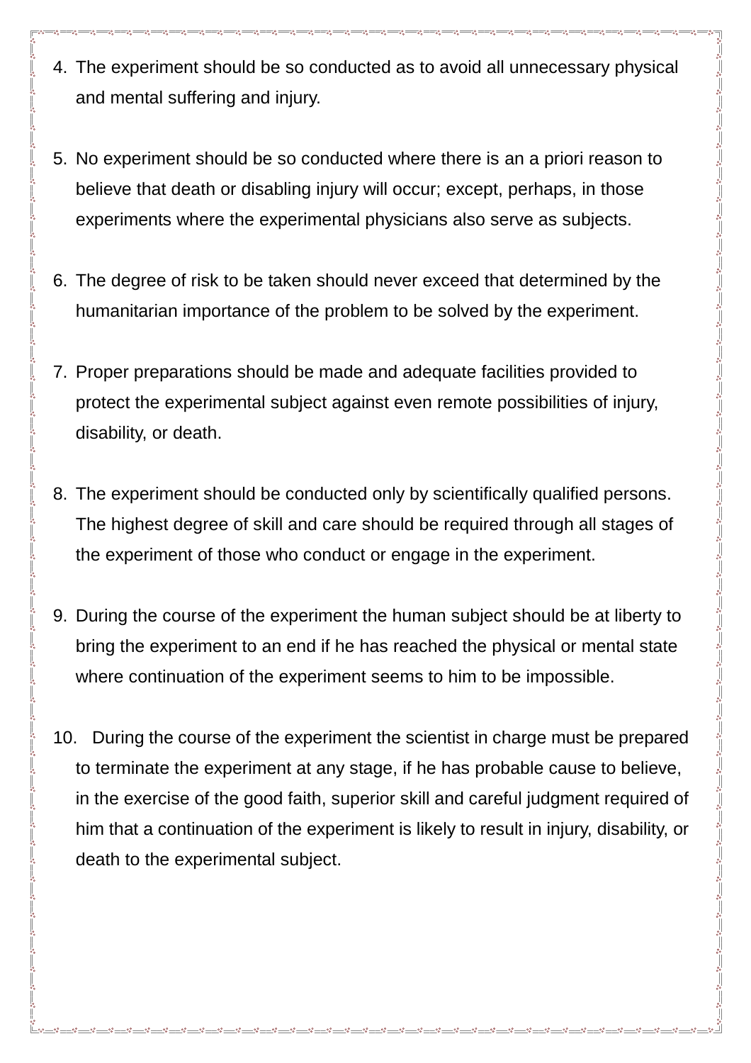4. The experiment should be so conducted as to avoid all unnecessary physical and mental suffering and injury.

5. No experiment should be so conducted where there is an a priori reason to believe that death or disabling injury will occur; except, perhaps, in those experiments where the experimental physicians also serve as subjects.

6. The degree of risk to be taken should never exceed that determined by the humanitarian importance of the problem to be solved by the experiment.

7. Proper preparations should be made and adequate facilities provided to protect the experimental subject against even remote possibilities of injury, disability, or death.

8. The experiment should be conducted only by scientifically qualified persons. The highest degree of skill and care should be required through all stages of the experiment of those who conduct or engage in the experiment.

9. During the course of the experiment the human subject should be at liberty to bring the experiment to an end if he has reached the physical or mental state where continuation of the experiment seems to him to be impossible.

10. During the course of the experiment the scientist in charge must be prepared to terminate the experiment at any stage, if he has probable cause to believe, in the exercise of the good faith, superior skill and careful judgment required of him that a continuation of the experiment is likely to result in injury, disability, or death to the experimental subject.